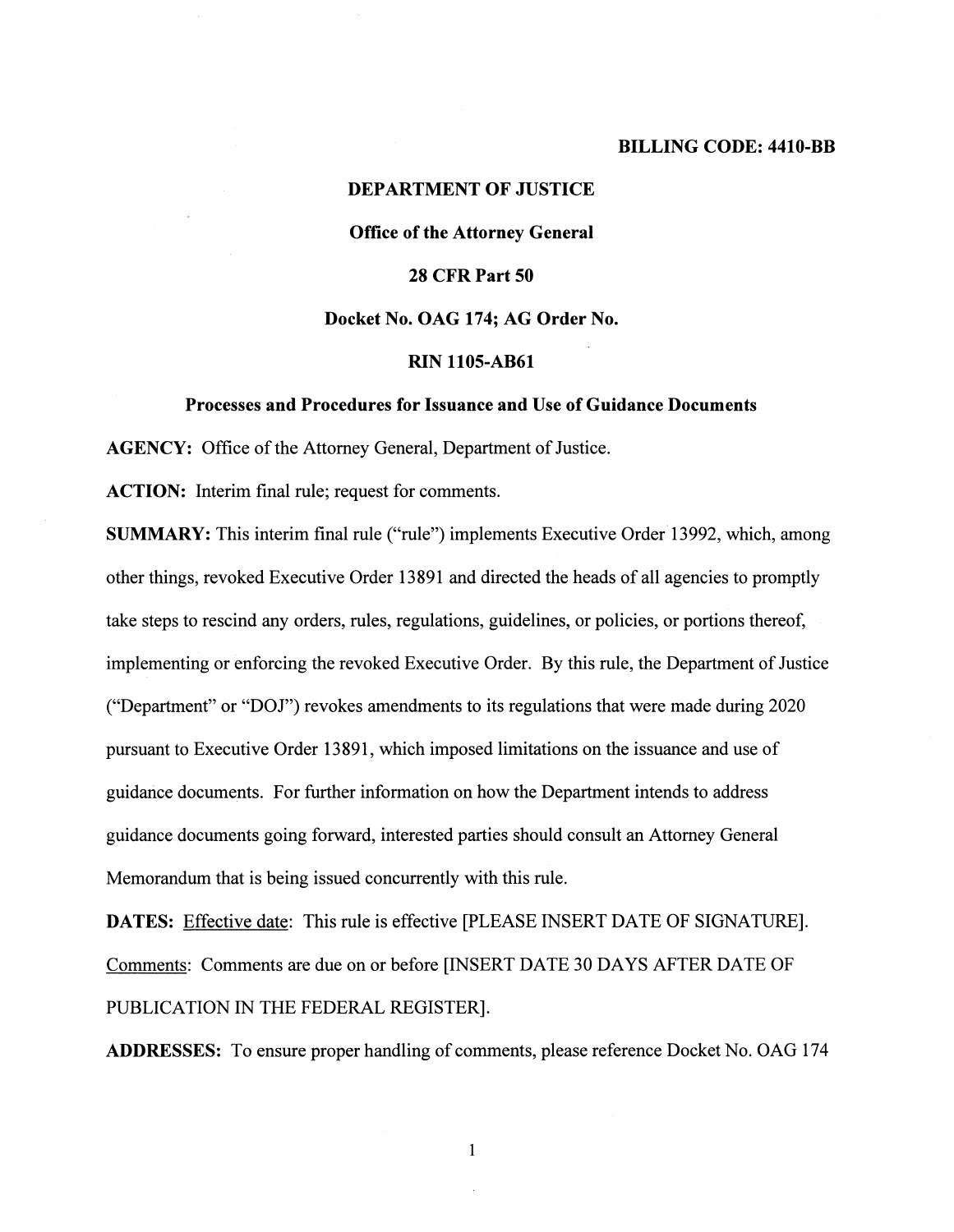**BILLING CODE: 4410-BB**

**DEPARTMENT OF JUSTICE**

**Office of the Attorney General**

**28 CFR Part 50**

**Docket No. OAG 174; AG Order No.**

**RIN 1105-AB61**

**Processes and Procedures for Issuance and Use of Guidance Documents**

**AGENCY:** Office of the Attorney General, Department of Justice.

**ACTION:** Interim final rule; request for comments.

**SUMMARY:** This interim final rule ("rule") implements Executive Order 13992, which, among other things, revoked Executive Order 13891 and directed the heads of all agencies to promptly take steps to rescind any orders, rules, regulations, guidelines, or policies, or portions thereof, implementing or enforcing the revoked Executive Order. By this rule, the Department of Justice ("Department" or "DOJ") revokes amendments to its regulations that were made during 2020 pursuant to Executive Order 13891, which imposed limitations on the issuance and use of guidance documents. For further information on how the Department intends to address guidance documents going forward, interested parties should consult an Attorney General Memorandum that is being issued concurrently with this rule.

**DATES:** Effective date: This rule is effective [PLEASE INSERT DATE OF SIGNATURE]. Comments: Comments are due on or before [INSERT DATE 30 DAYS AFTER DATE OF PUBLICATION IN THE FEDERAL REGISTER].

**ADDRESSES:** To ensure proper handling of comments, please reference Docket No. OAG 174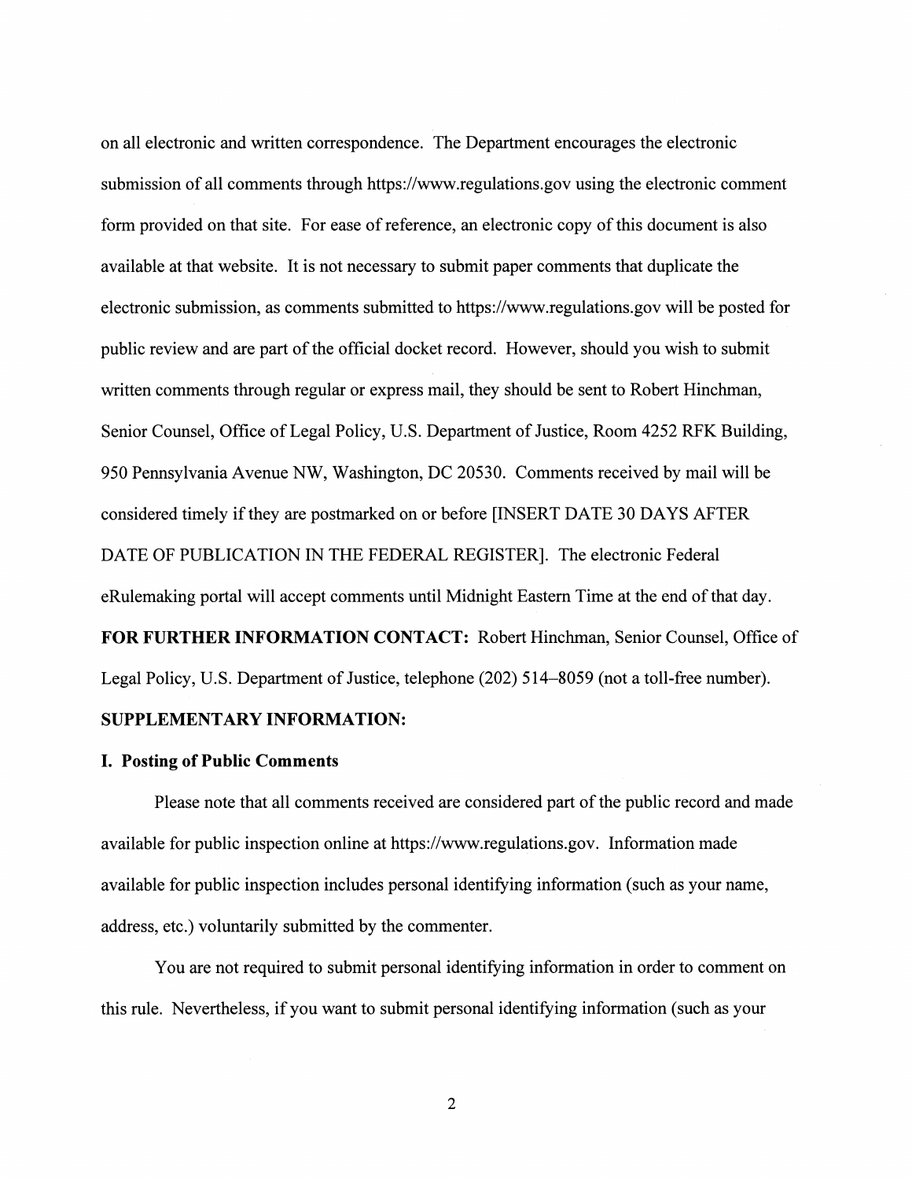on all electronic and written correspondence. The Department encourages the electronic submission of all comments through https://www.regulations.gov using the electronic comment form provided on that site. For ease of reference, an electronic copy of this document is also available at that website. It is not necessary to submit paper comments that duplicate the electronic submission, as comments submitted to https://www.regulations.gov will be posted for public review and are part of the official docket record. However, should you wish to submit written comments through regular or express mail, they should be sent to Robert Hinchman, Senior Counsel, Office of Legal Policy, U.S. Department of Justice, Room 4252 RFK Building, 950 Pennsylvania Avenue NW, Washington, DC 20530. Comments received by mail will be considered timely if they are postmarked on or before [INSERT DATE 30 DAYS AFTER DATE OF PUBLICATION IN THE FEDERAL REGISTER]. The electronic Federal eRulemaking portal will accept comments until Midnight Eastern Time at the end of that day.

**FOR FURTHER INFORMATION CONTACT:** Robert Hinchman, Senior Counsel, Office of Legal Policy, U.S. Department of Justice, telephone (202) 514–8059 (not a toll-free number).

**SUPPLEMENTARY INFORMATION:**

**I. Posting of Public Comments**

Please note that all comments received are considered part of the public record and made available for public inspection online at https://www.regulations.gov. Information made available for public inspection includes personal identifying information (such as your name, address, etc.) voluntarily submitted by the commenter.

You are not required to submit personal identifying information in order to comment on this rule. Nevertheless, if you want to submit personal identifying information (such as your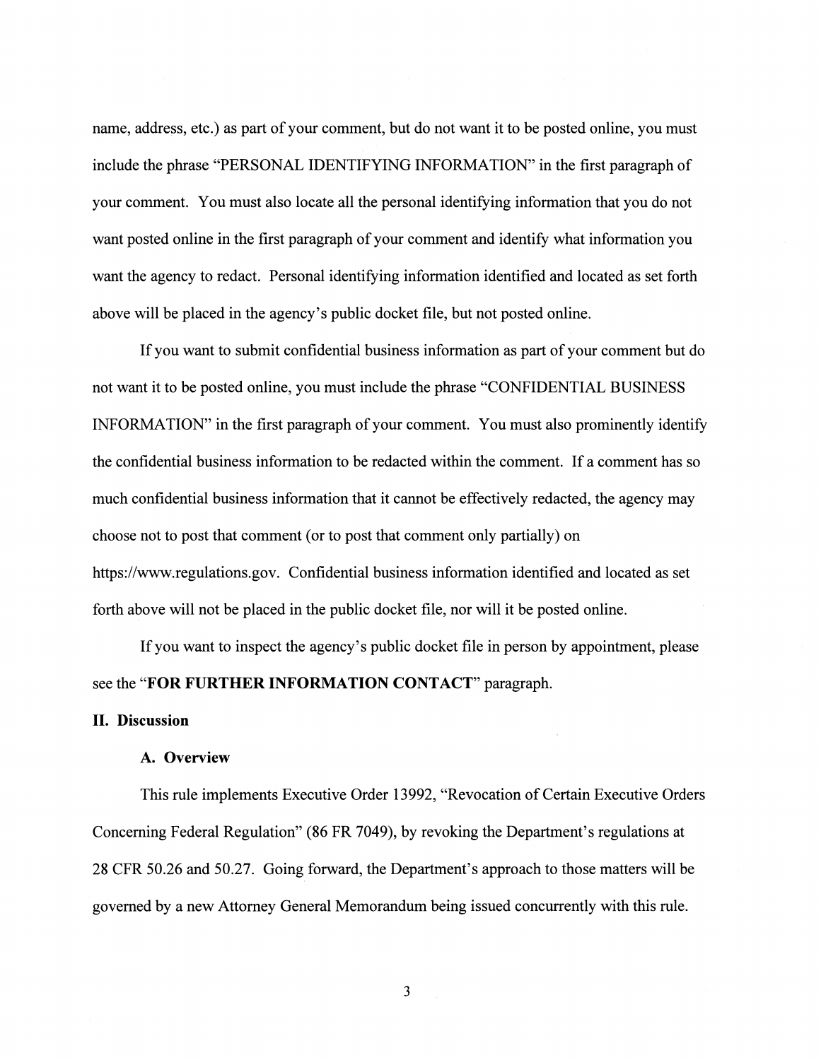name, address, etc.) as part of your comment, but do not want it to be posted online, you must include the phrase "PERSONAL IDENTIFYING INFORMATION" in the first paragraph of your comment. You must also locate all the personal identifying information that you do not want posted online in the first paragraph of your comment and identify what information you want the agency to redact. Personal identifying information identified and located as set forth above will be placed in the agency's public docket file, but not posted online.

If you want to submit confidential business information as part of your comment but do not want it to be posted online, you must include the phrase "CONFIDENTIAL BUSINESS INFORMATION" in the first paragraph of your comment. You must also prominently identify the confidential business information to be redacted within the comment. If a comment has so much confidential business information that it cannot be effectively redacted, the agency may choose not to post that comment (or to post that comment only partially) on https://www.regulations.gov. Confidential business information identified and located as set forth above will not be placed in the public docket file, nor will it be posted online.

If you want to inspect the agency's public docket file in person by appointment, please see the "**FOR FURTHER INFORMATION CONTACT**" paragraph.

## II. Discussion

### A. Overview

This rule implements Executive Order 13992, "Revocation of Certain Executive Orders Concerning Federal Regulation" (86 FR 7049), by revoking the Department's regulations at 28 CFR 50.26 and 50.27. Going forward, the Department's approach to those matters will be governed by a new Attorney General Memorandum being issued concurrently with this rule.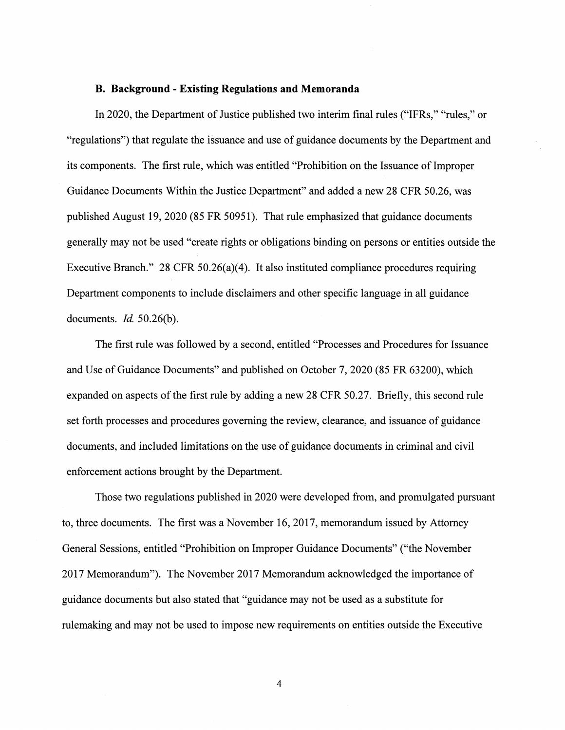### B. Background - Existing Regulations and Memoranda

In 2020, the Department of Justice published two interim final rules ("IFRs," "rules," or "regulations") that regulate the issuance and use of guidance documents by the Department and its components. The first rule, which was entitled "Prohibition on the Issuance of Improper Guidance Documents Within the Justice Department" and added a new 28 CFR 50.26, was published August 19, 2020 (85 FR 50951). That rule emphasized that guidance documents generally may not be used "create rights or obligations binding on persons or entities outside the Executive Branch." 28 CFR 50.26(a)(4). It also instituted compliance procedures requiring Department components to include disclaimers and other specific language in all guidance documents. *Id.* 50.26(b).

The first rule was followed by a second, entitled "Processes and Procedures for Issuance and Use of Guidance Documents" and published on October 7, 2020 (85 FR 63200), which expanded on aspects of the first rule by adding a new 28 CFR 50.27. Briefly, this second rule set forth processes and procedures governing the review, clearance, and issuance of guidance documents, and included limitations on the use of guidance documents in criminal and civil enforcement actions brought by the Department.

Those two regulations published in 2020 were developed from, and promulgated pursuant to, three documents. The first was a November 16, 2017, memorandum issued by Attorney General Sessions, entitled "Prohibition on Improper Guidance Documents" ("the November 2017 Memorandum"). The November 2017 Memorandum acknowledged the importance of guidance documents but also stated that "guidance may not be used as a substitute for rulemaking and may not be used to impose new requirements on entities outside the Executive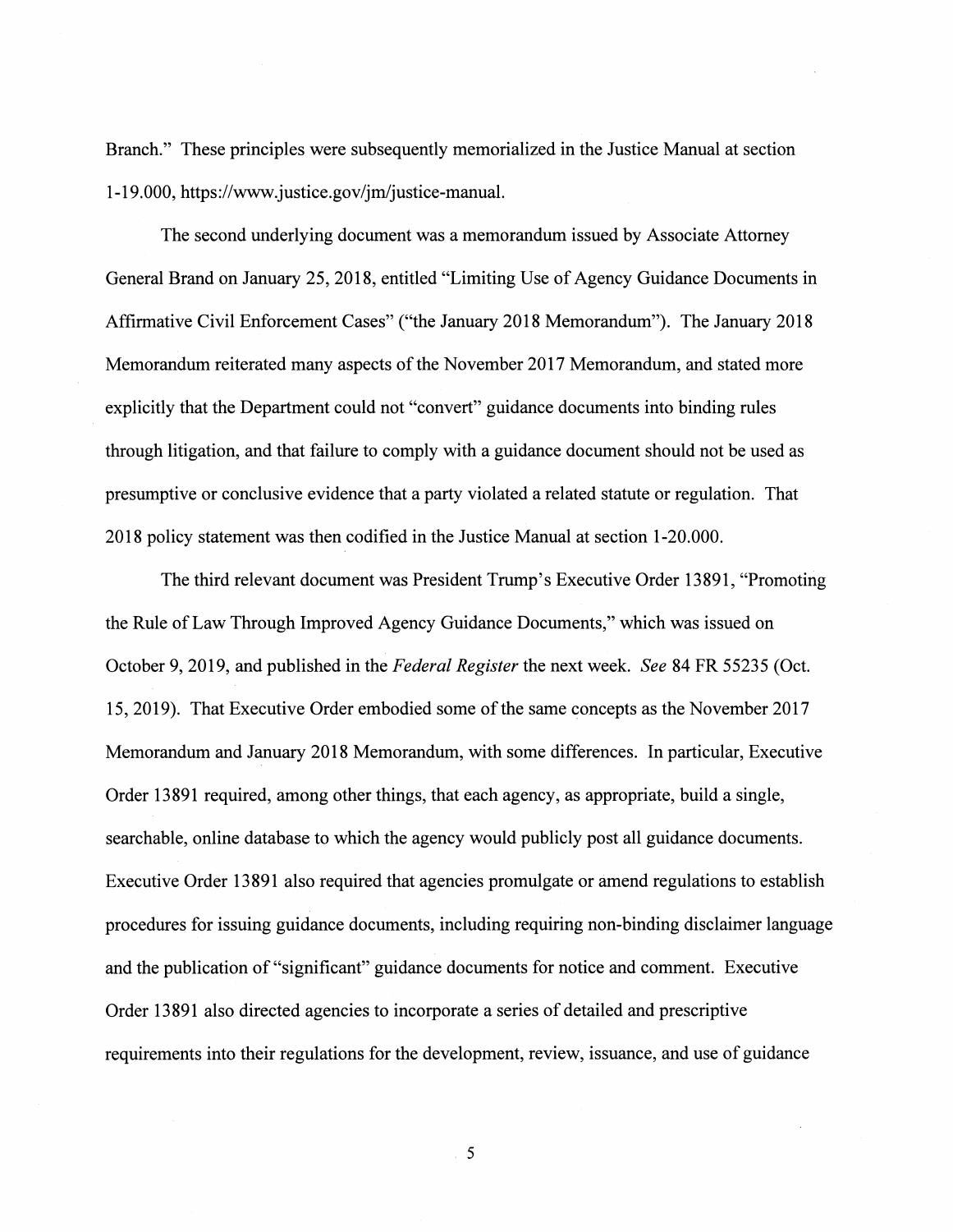Branch." These principles were subsequently memorialized in the Justice Manual at section 1-19.000, https://www.justice.gov/jm/justice-manual.

The second underlying document was a memorandum issued by Associate Attorney General Brand on January 25, 2018, entitled "Limiting Use of Agency Guidance Documents in Affirmative Civil Enforcement Cases" ("the January 2018 Memorandum"). The January 2018 Memorandum reiterated many aspects of the November 2017 Memorandum, and stated more explicitly that the Department could not "convert" guidance documents into binding rules through litigation, and that failure to comply with a guidance document should not be used as presumptive or conclusive evidence that a party violated a related statute or regulation. That 2018 policy statement was then codified in the Justice Manual at section 1-20.000.

The third relevant document was President Trump's Executive Order 13891, "Promoting the Rule of Law Through Improved Agency Guidance Documents," which was issued on October 9, 2019, and published in the *Federal Register* the next week. *See* 84 FR 55235 (Oct. 15, 2019). That Executive Order embodied some of the same concepts as the November 2017 Memorandum and January 2018 Memorandum, with some differences. In particular, Executive Order 13891 required, among other things, that each agency, as appropriate, build a single, searchable, online database to which the agency would publicly post all guidance documents. Executive Order 13891 also required that agencies promulgate or amend regulations to establish procedures for issuing guidance documents, including requiring non-binding disclaimer language and the publication of "significant" guidance documents for notice and comment. Executive Order 13891 also directed agencies to incorporate a series of detailed and prescriptive requirements into their regulations for the development, review, issuance, and use of guidance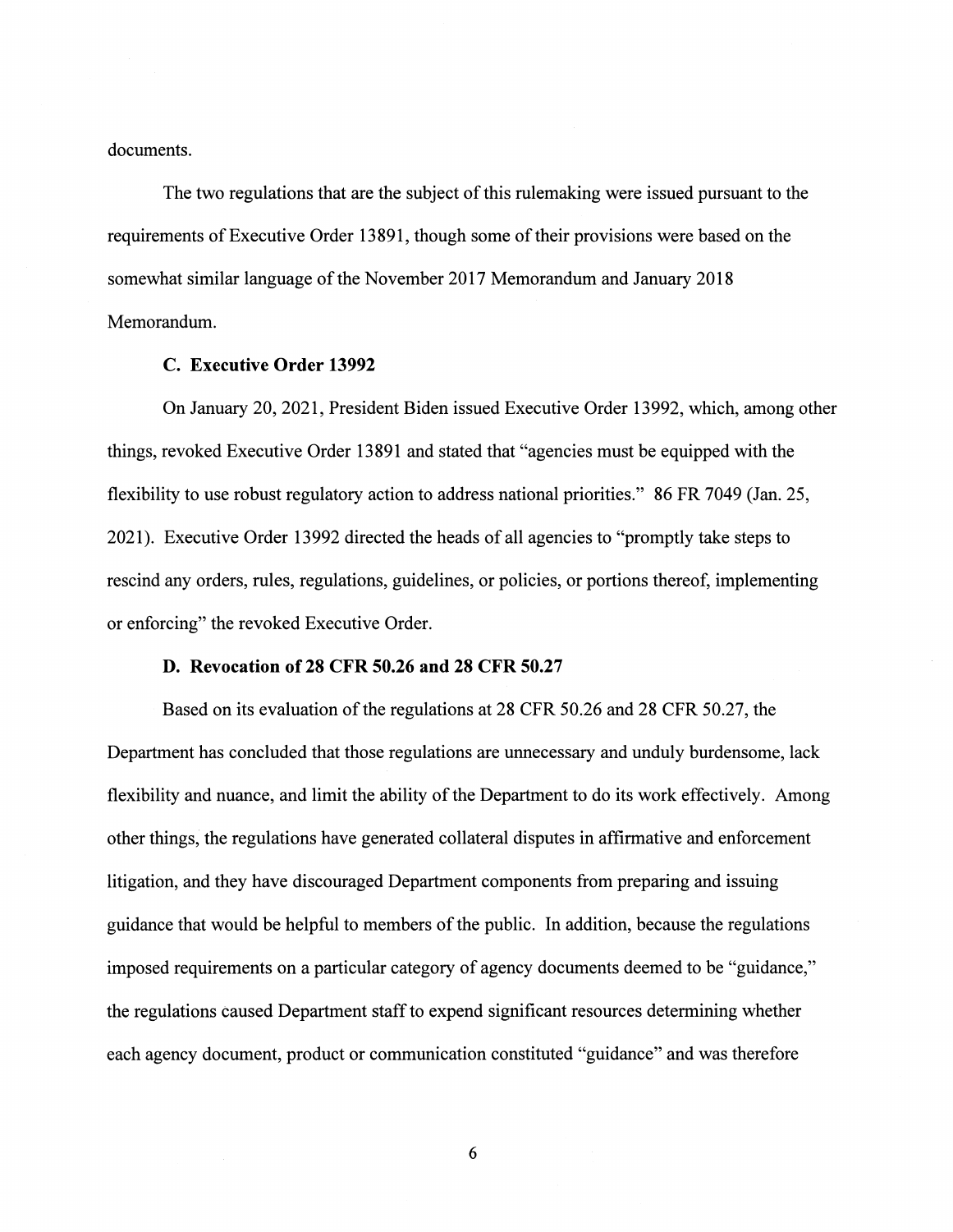documents.

The two regulations that are the subject of this rulemaking were issued pursuant to the requirements of Executive Order 13891, though some of their provisions were based on the somewhat similar language of the November 2017 Memorandum and January 2018 Memorandum.

### C. Executive Order 13992

On January 20, 2021, President Biden issued Executive Order 13992, which, among other things, revoked Executive Order 13891 and stated that "agencies must be equipped with the flexibility to use robust regulatory action to address national priorities." 86 FR 7049 (Jan. 25, 2021). Executive Order 13992 directed the heads of all agencies to "promptly take steps to rescind any orders, rules, regulations, guidelines, or policies, or portions thereof, implementing or enforcing" the revoked Executive Order.

### D. Revocation of 28 CFR 50.26 and 28 CFR 50.27

Based on its evaluation of the regulations at 28 CFR 50.26 and 28 CFR 50.27, the Department has concluded that those regulations are unnecessary and unduly burdensome, lack flexibility and nuance, and limit the ability of the Department to do its work effectively. Among other things, the regulations have generated collateral disputes in affirmative and enforcement litigation, and they have discouraged Department components from preparing and issuing guidance that would be helpful to members of the public. In addition, because the regulations imposed requirements on a particular category of agency documents deemed to be "guidance," the regulations caused Department staff to expend significant resources determining whether each agency document, product or communication constituted "guidance" and was therefore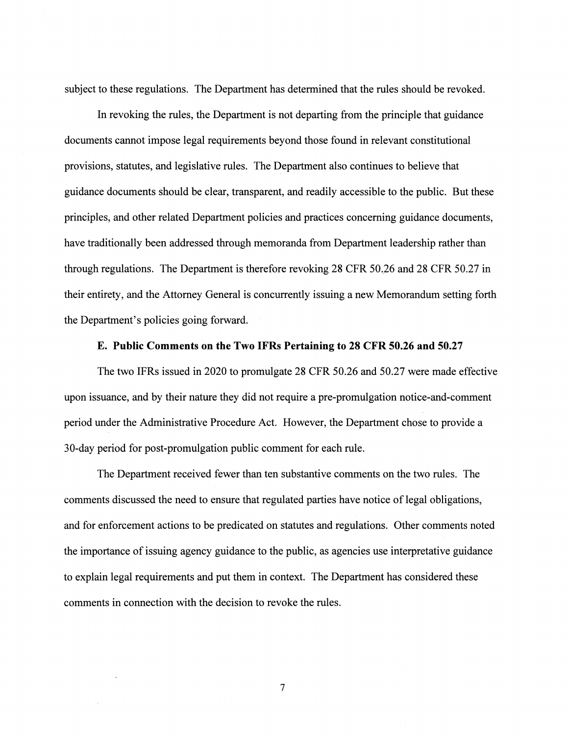subject to these regulations. The Department has determined that the rules should be revoked.

In revoking the rules, the Department is not departing from the principle that guidance documents cannot impose legal requirements beyond those found in relevant constitutional provisions, statutes, and legislative rules. The Department also continues to believe that guidance documents should be clear, transparent, and readily accessible to the public. But these principles, and other related Department policies and practices concerning guidance documents, have traditionally been addressed through memoranda from Department leadership rather than through regulations. The Department is therefore revoking 28 CFR 50.26 and 28 CFR 50.27 in their entirety, and the Attorney General is concurrently issuing a new Memorandum setting forth the Department's policies going forward.

**E. Public Comments on the Two IFRs Pertaining to 28 CFR 50.26 and 50.27**

The two IFRs issued in 2020 to promulgate 28 CFR 50.26 and 50.27 were made effective upon issuance, and by their nature they did not require a pre-promulgation notice-and-comment period under the Administrative Procedure Act. However, the Department chose to provide a 30-day period for post-promulgation public comment for each rule.

The Department received fewer than ten substantive comments on the two rules. The comments discussed the need to ensure that regulated parties have notice of legal obligations, and for enforcement actions to be predicated on statutes and regulations. Other comments noted the importance of issuing agency guidance to the public, as agencies use interpretative guidance to explain legal requirements and put them in context. The Department has considered these comments in connection with the decision to revoke the rules.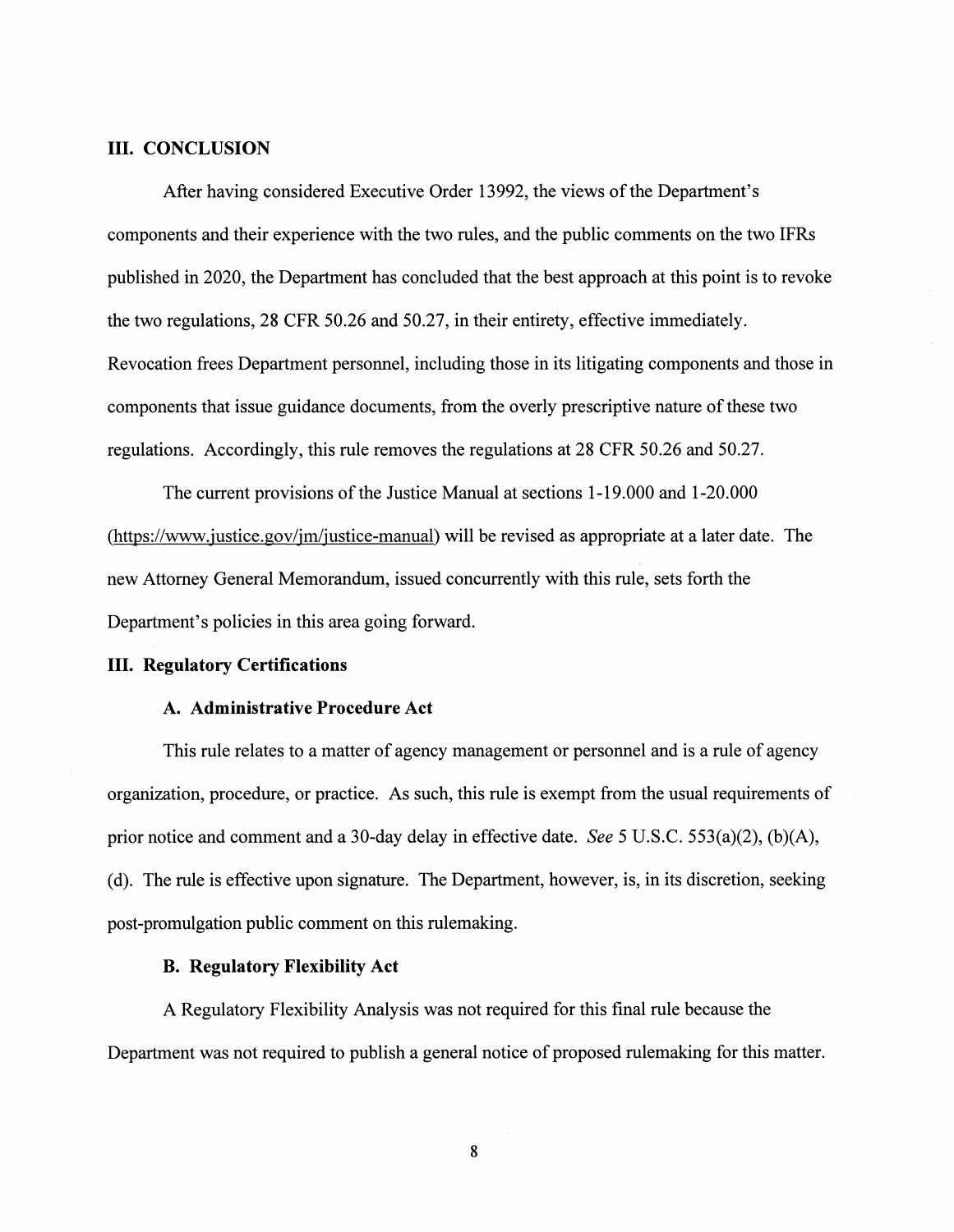## III. CONCLUSION

After having considered Executive Order 13992, the views of the Department's components and their experience with the two rules, and the public comments on the two IFRs published in 2020, the Department has concluded that the best approach at this point is to revoke the two regulations, 28 CFR 50.26 and 50.27, in their entirety, effective immediately. Revocation frees Department personnel, including those in its litigating components and those in components that issue guidance documents, from the overly prescriptive nature of these two regulations. Accordingly, this rule removes the regulations at 28 CFR 50.26 and 50.27.

The current provisions of the Justice Manual at sections 1-19.000 and 1-20.000 (https://www.justice.gov/jm/justice-manual) will be revised as appropriate at a later date. The new Attorney General Memorandum, issued concurrently with this rule, sets forth the Department's policies in this area going forward.

## III. Regulatory Certifications

### A. Administrative Procedure Act

This rule relates to a matter of agency management or personnel and is a rule of agency organization, procedure, or practice. As such, this rule is exempt from the usual requirements of prior notice and comment and a 30-day delay in effective date. *See* 5 U.S.C. 553(a)(2), (b)(A), (d). The rule is effective upon signature. The Department, however, is, in its discretion, seeking post-promulgation public comment on this rulemaking.

### B. Regulatory Flexibility Act

A Regulatory Flexibility Analysis was not required for this final rule because the Department was not required to publish a general notice of proposed rulemaking for this matter.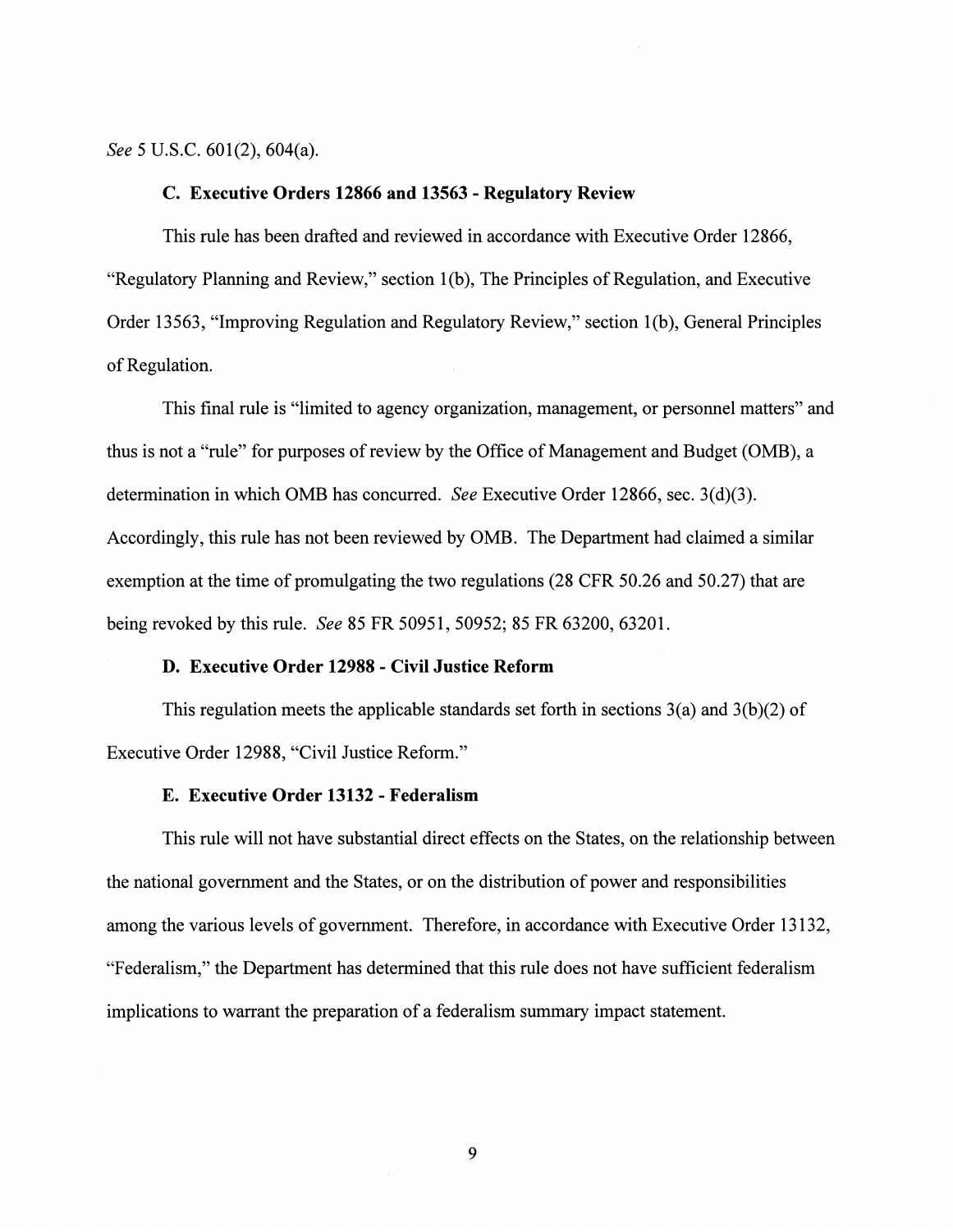*See* 5 U.S.C. 601(2), 604(a).

### C. Executive Orders 12866 and 13563 - Regulatory Review

This rule has been drafted and reviewed in accordance with Executive Order 12866, "Regulatory Planning and Review," section 1(b), The Principles of Regulation, and Executive Order 13563, "Improving Regulation and Regulatory Review," section 1(b), General Principles of Regulation.

This final rule is "limited to agency organization, management, or personnel matters" and thus is not a "rule" for purposes of review by the Office of Management and Budget (OMB), a determination in which OMB has concurred. *See* Executive Order 12866, sec. 3(d)(3). Accordingly, this rule has not been reviewed by OMB. The Department had claimed a similar exemption at the time of promulgating the two regulations (28 CFR 50.26 and 50.27) that are being revoked by this rule. *See* 85 FR 50951, 50952; 85 FR 63200, 63201.

### D. Executive Order 12988 - Civil Justice Reform

This regulation meets the applicable standards set forth in sections 3(a) and 3(b)(2) of Executive Order 12988, "Civil Justice Reform."

### E. Executive Order 13132 - Federalism

This rule will not have substantial direct effects on the States, on the relationship between the national government and the States, or on the distribution of power and responsibilities among the various levels of government. Therefore, in accordance with Executive Order 13132, "Federalism," the Department has determined that this rule does not have sufficient federalism implications to warrant the preparation of a federalism summary impact statement.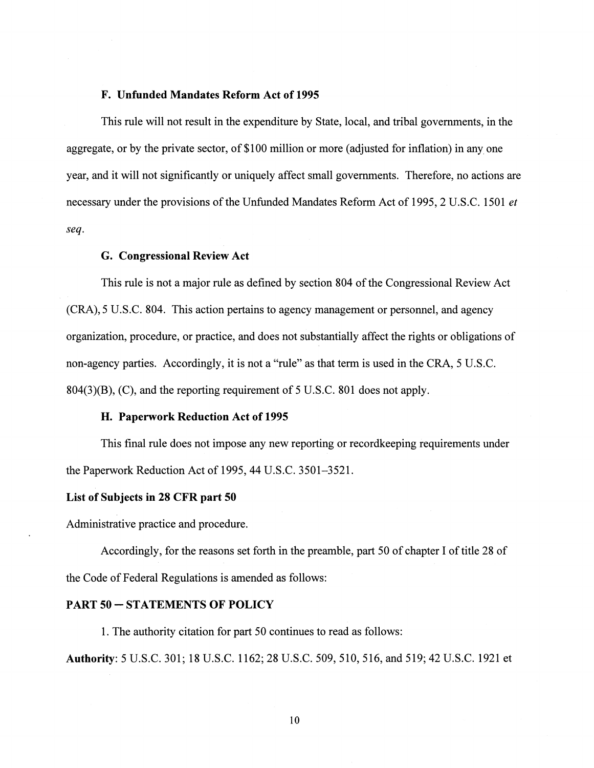### F. Unfunded Mandates Reform Act of 1995

This rule will not result in the expenditure by State, local, and tribal governments, in the aggregate, or by the private sector, of $100 million or more (adjusted for inflation) in any one year, and it will not significantly or uniquely affect small governments. Therefore, no actions are necessary under the provisions of the Unfunded Mandates Reform Act of 1995, 2 U.S.C. 1501 *et seq*.

### G. Congressional Review Act

This rule is not a major rule as defined by section 804 of the Congressional Review Act (CRA), 5 U.S.C. 804. This action pertains to agency management or personnel, and agency organization, procedure, or practice, and does not substantially affect the rights or obligations of non-agency parties. Accordingly, it is not a "rule" as that term is used in the CRA, 5 U.S.C. 804(3)(B), (C), and the reporting requirement of 5 U.S.C. 801 does not apply.

### H. Paperwork Reduction Act of 1995

This final rule does not impose any new reporting or recordkeeping requirements under the Paperwork Reduction Act of 1995, 44 U.S.C. 3501–3521.

**List of Subjects in 28 CFR part 50**

Administrative practice and procedure.

Accordingly, for the reasons set forth in the preamble, part 50 of chapter I of title 28 of the Code of Federal Regulations is amended as follows:

**PART 50 – STATEMENTS OF POLICY**

1. The authority citation for part 50 continues to read as follows:

**Authority**: 5 U.S.C. 301; 18 U.S.C. 1162; 28 U.S.C. 509, 510, 516, and 519; 42 U.S.C. 1921 et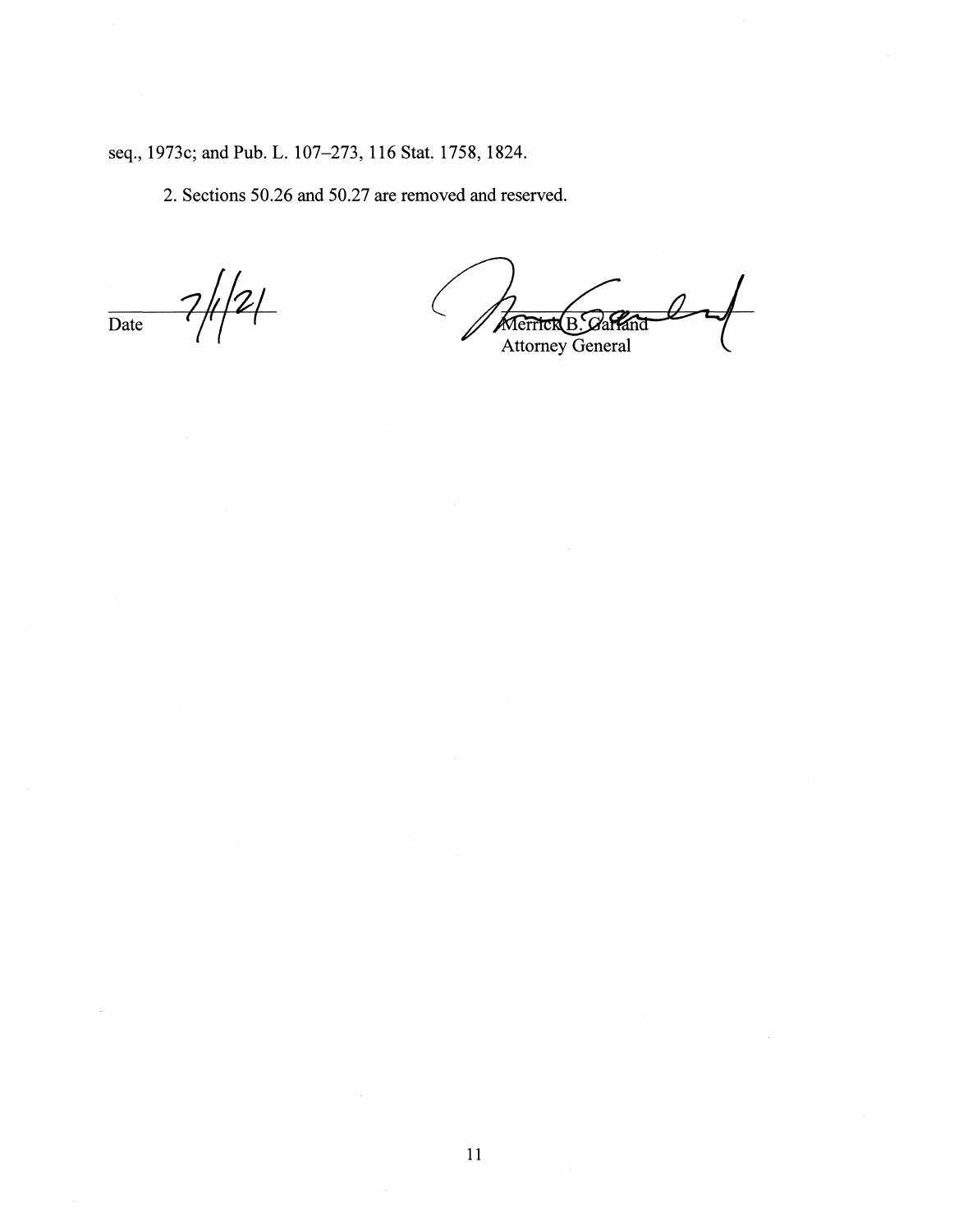seq., 1973c; and Pub. L. 107–273, 116 Stat. 1758, 1824.

2. Sections 50.26 and 50.27 are removed and reserved.

7/1/21
Date

Merrick B. Garland
Attorney General